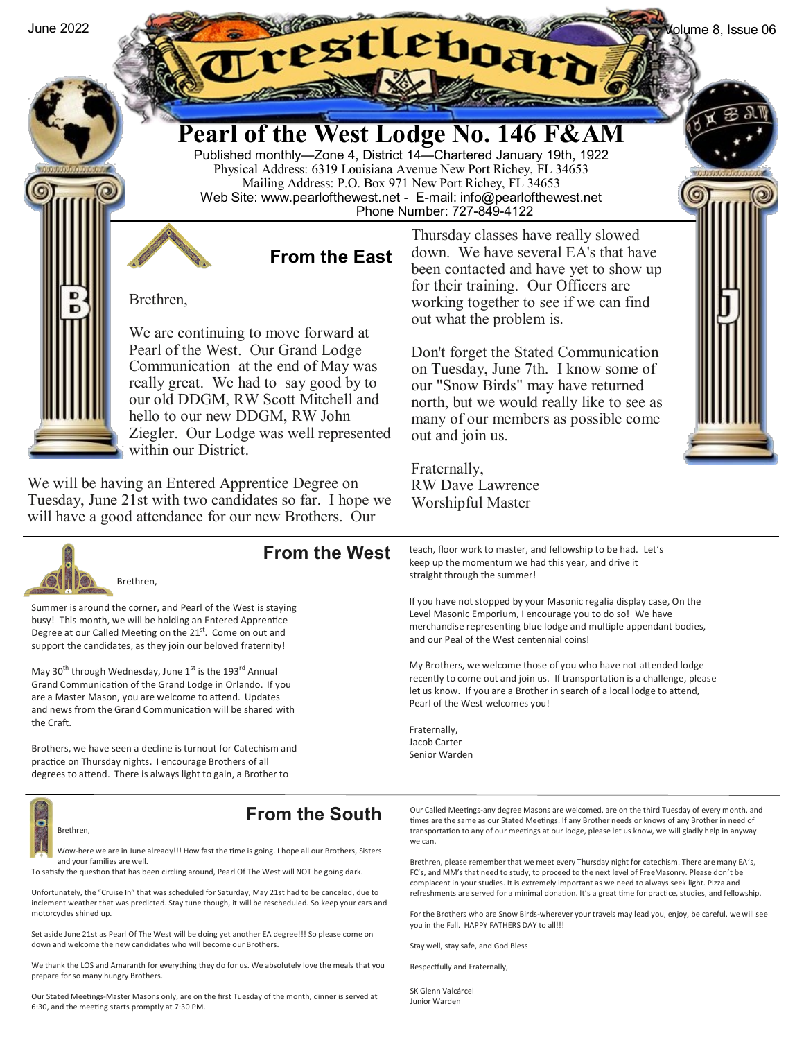June 2022

Volume 8, Issue 06

# Trestleboard

## Pearl of the West Lodge No. 146 F&AM

Published monthly—Zone 4, District 14—Chartered January 19th, 1922
Physical Address: 6319 Louisiana Avenue New Port Richey, FL 34653
Mailing Address: P.O. Box 971 New Port Richey, FL 34653
Web Site: www.pearlofthewest.net - E-mail: info@pearlofthewest.net
Phone Number: 727-849-4122

### From the East

Brethren,

We are continuing to move forward at Pearl of the West. Our Grand Lodge Communication at the end of May was really great. We had to say good by to our old DDGM, RW Scott Mitchell and hello to our new DDGM, RW John Ziegler. Our Lodge was well represented within our District.

We will be having an Entered Apprentice Degree on Tuesday, June 21st with two candidates so far. I hope we will have a good attendance for our new Brothers. Our Thursday classes have really slowed down. We have several EA's that have been contacted and have yet to show up for their training. Our Officers are working together to see if we can find out what the problem is.

Don't forget the Stated Communication on Tuesday, June 7th. I know some of our "Snow Birds" may have returned north, but we would really like to see as many of our members as possible come out and join us.

Fraternally,
RW Dave Lawrence
Worshipful Master

### From the West

Brethren,

Summer is around the corner, and Pearl of the West is staying busy! This month, we will be holding an Entered Apprentice Degree at our Called Meeting on the 21st. Come on out and support the candidates, as they join our beloved fraternity!

May 30th through Wednesday, June 1st is the 193rd Annual Grand Communication of the Grand Lodge in Orlando. If you are a Master Mason, you are welcome to attend. Updates and news from the Grand Communication will be shared with the Craft.

Brothers, we have seen a decline is turnout for Catechism and practice on Thursday nights. I encourage Brothers of all degrees to attend. There is always light to gain, a Brother to teach, floor work to master, and fellowship to be had. Let's keep up the momentum we had this year, and drive it straight through the summer!

If you have not stopped by your Masonic regalia display case, On the Level Masonic Emporium, I encourage you to do so! We have merchandise representing blue lodge and multiple appendant bodies, and our Peal of the West centennial coins!

My Brothers, we welcome those of you who have not attended lodge recently to come out and join us. If transportation is a challenge, please let us know. If you are a Brother in search of a local lodge to attend, Pearl of the West welcomes you!

Fraternally,
Jacob Carter
Senior Warden

### From the South

Brethren,

Wow-here we are in June already!!! How fast the time is going. I hope all our Brothers, Sisters and your families are well.

To satisfy the question that has been circling around, Pearl Of The West will NOT be going dark.

Unfortunately, the "Cruise In" that was scheduled for Saturday, May 21st had to be canceled, due to inclement weather that was predicted. Stay tune though, it will be rescheduled. So keep your cars and motorcycles shined up.

Set aside June 21st as Pearl Of The West will be doing yet another EA degree!!! So please come on down and welcome the new candidates who will become our Brothers.

We thank the LOS and Amaranth for everything they do for us. We absolutely love the meals that you prepare for so many hungry Brothers.

Our Stated Meetings-Master Masons only, are on the first Tuesday of the month, dinner is served at 6:30, and the meeting starts promptly at 7:30 PM.

Our Called Meetings-any degree Masons are welcomed, are on the third Tuesday of every month, and times are the same as our Stated Meetings. If any Brother needs or knows of any Brother in need of transportation to any of our meetings at our lodge, please let us know, we will gladly help in anyway we can.

Brethren, please remember that we meet every Thursday night for catechism. There are many EA's, FC's, and MM's that need to study, to proceed to the next level of FreeMasonry. Please don't be complacent in your studies. It is extremely important as we need to always seek light. Pizza and refreshments are served for a minimal donation. It's a great time for practice, studies, and fellowship.

For the Brothers who are Snow Birds-wherever your travels may lead you, enjoy, be careful, we will see you in the Fall. HAPPY FATHERS DAY to all!!!

Stay well, stay safe, and God Bless

Respectfully and Fraternally,

SK Glenn Valcárcel
Junior Warden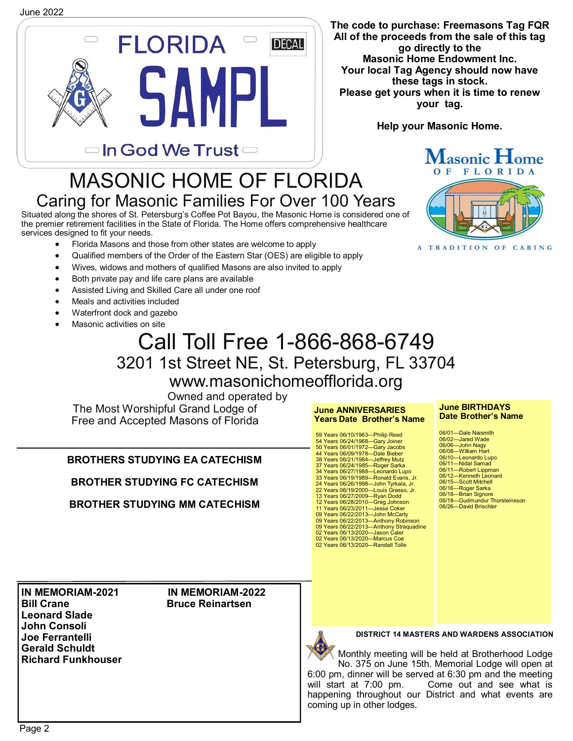The code to purchase: Freemasons Tag FQR
All of the proceeds from the sale of this tag go directly to the Masonic Home Endowment Inc.
Your local Tag Agency should now have these tags in stock.
Please get yours when it is time to renew your tag.

**Help your Masonic Home.**

# MASONIC HOME OF FLORIDA

## Caring for Masonic Families For Over 100 Years

Situated along the shores of St. Petersburg's Coffee Pot Bayou, the Masonic Home is considered one of the premier retirement facilities in the State of Florida. The Home offers comprehensive healthcare services designed to fit your needs.

- Florida Masons and those from other states are welcome to apply
- Qualified members of the Order of the Eastern Star (OES) are eligible to apply
- Wives, widows and mothers of qualified Masons are also invited to apply
- Both private pay and life care plans are available
- Assisted Living and Skilled Care all under one roof
- Meals and activities included
- Waterfront dock and gazebo
- Masonic activities on site

## Call Toll Free 1-866-868-6749

3201 1st Street NE, St. Petersburg, FL 33704

www.masonichomeofflorida.org

Owned and operated by
The Most Worshipful Grand Lodge of Free and Accepted Masons of Florida

**BROTHERS STUDYING EA CATECHISM**

**BROTHER STUDYING FC CATECHISM**

**BROTHER STUDYING MM CATECHISM**

**June ANNIVERSARIES**
**Years Date Brother's Name**

59 Years 06/10/1963—Philip Reed
54 Years 06/24/1968—Gary Joiner
50 Years 06/01/1972—Gary Jacobs
44 Years 06/09/1978—Dale Bieber
38 Years 06/21/1984—Jeffrey Mutz
37 Years 06/24/1985—Roger Sarka
34 Years 06/27/1988—Leonardo Lupo
33 Years 06/19/1989—Ronald Evans, Jr.
24 Years 06/26/1998—John Tyrkala, Jr.
22 Years 06/19/2000—Louis Grasso, Jr.
13 Years 06/27/2009—Ryan Dodd
12 Years 06/28/2010—Greg Johnson
11 Years 06/23/2011—Jesse Coker
09 Years 06/22/2013—John McCarty
09 Years 06/22/2013—Anthony Robinson
09 Years 06/22/2013—Anthony Straquadine
02 Years 06/13/2020—Jason Caler
02 Years 06/13/2020—Marcus Coe
02 Years 06/13/2020—Randall Tolle

**June BIRTHDAYS**
**Date Brother's Name**

06/01—Dale Naismith
06/02—Jared Wade
06/06—John Nagy
06/08—William Hart
06/10—Leonardo Lupo
06/11—Nidal Samad
06/11—Robert Lippman
06/12—Kenneth Leonard
06/15—Scott Mitchell
06/16—Roger Sarka
06/18—Brian Signore
06/18—Gudmundur Thorsteinsson
06/26—David Brischler

**IN MEMORIAM-2021**
**Bill Crane**
**Leonard Slade**
**John Consoli**
**Joe Ferrantelli**
**Gerald Schuldt**
**Richard Funkhouser**

**IN MEMORIAM-2022**
**Bruce Reinartsen**

**DISTRICT 14 MASTERS AND WARDENS ASSOCIATION**

Monthly meeting will be held at Brotherhood Lodge No. 375 on June 15th. Memorial Lodge will open at 6:00 pm, dinner will be served at 6:30 pm and the meeting will start at 7:00 pm. Come out and see what is happening throughout our District and what events are coming up in other lodges.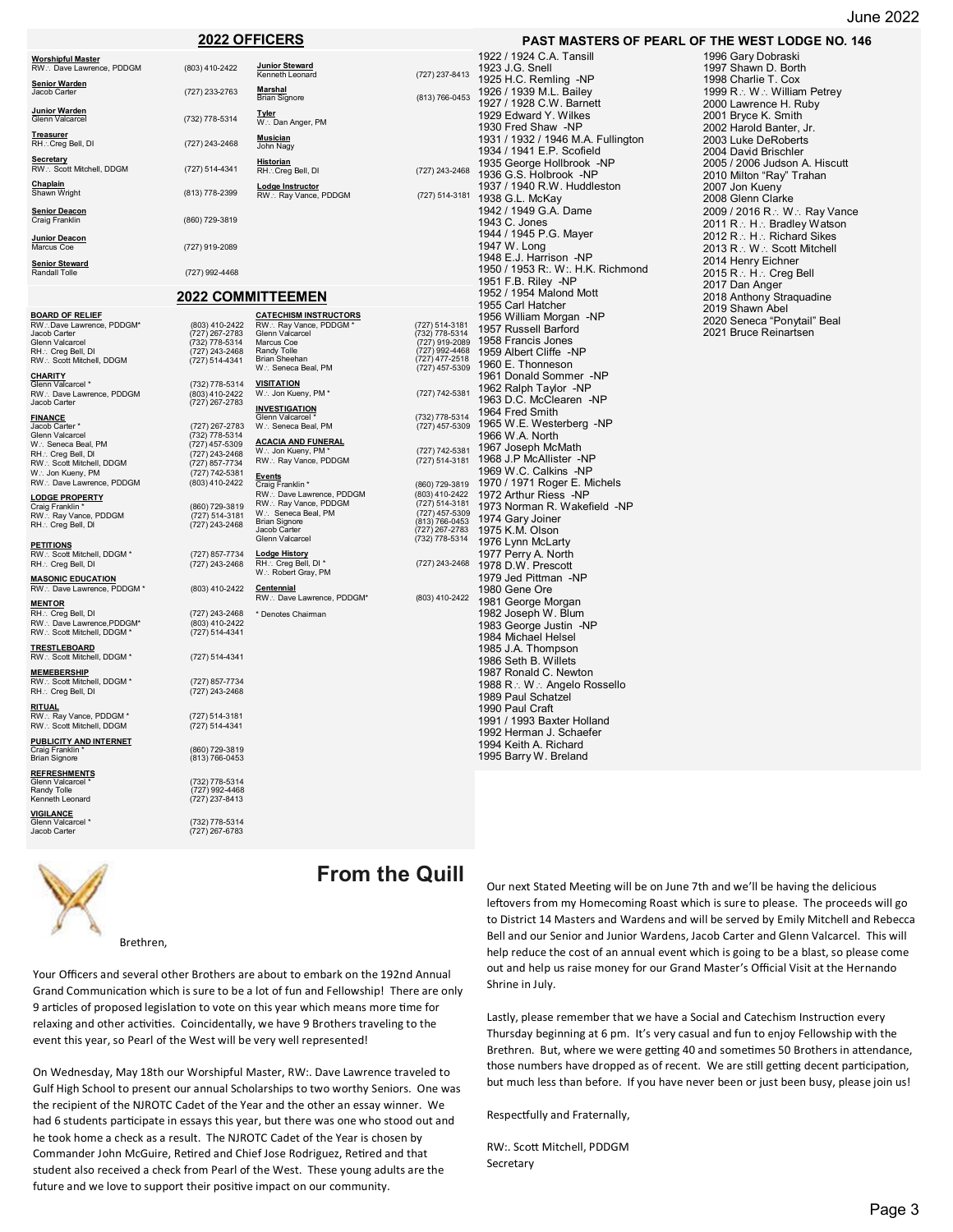## 2022 OFFICERS

| | | | |
|---|---|---|---|
| **Worshipful Master** RW∴ Dave Lawrence, PDDGM | (803) 410-2422 | **Junior Steward** Kenneth Leonard | (727) 237-8413 |
| **Senior Warden** Jacob Carter | (727) 233-2763 | **Marshal** Brian Signore | (813) 766-0453 |
| **Junior Warden** Glenn Valcarcel | (732) 778-5314 | **Tyler** W∴ Dan Anger, PM | |
| **Treasurer** RH∴Creg Bell, DI | (727) 243-2468 | **Musician** John Nagy | |
| **Secretary** RW∴ Scott Mitchell, DDGM | (727) 514-4341 | **Historian** RH∴Creg Bell, DI | (727) 243-2468 |
| **Chaplain** Shawn Wright | (813) 778-2399 | **Lodge Instructor** RW∴ Ray Vance, PDDGM | (727) 514-3181 |
| **Senior Deacon** Craig Franklin | (860) 729-3819 | | |
| **Junior Deacon** Marcus Coe | (727) 919-2089 | | |
| **Senior Steward** Randall Tolle | (727) 992-4468 | | |

## 2022 COMMITTEEMEN

**BOARD OF RELIEF**
- RW∴Dave Lawrence, PDDGM* (803) 410-2422
- Jacob Carter (727) 267-2783
- Glenn Valcarcel (732) 778-5314
- RH∴ Creg Bell, DI (727) 243-2468
- RW∴ Scott Mitchell, DDGM (727) 514-4341

**CHARITY**
- Glenn Valcarcel * (732) 778-5314
- RW∴ Dave Lawrence, PDDGM (803) 410-2422
- Jacob Carter (727) 267-2783

**FINANCE**
- Jacob Carter * (727) 267-2783
- Glenn Valcarcel (732) 778-5314
- W∴ Seneca Beal, PM (727) 457-5309
- RH∴ Creg Bell, DI (727) 243-2468
- RW∴ Scott Mitchell, DDGM (727) 857-7734
- W∴ Jon Kueny, PM (727) 742-5381
- RW∴ Dave Lawrence, PDDGM (803) 410-2422

**LODGE PROPERTY**
- Craig Franklin * (860) 729-3819
- RW∴ Ray Vance, PDDGM (727) 514-3181
- RH∴ Creg Bell, DI (727) 243-2468

**PETITIONS**
- RW∴ Scott Mitchell, DDGM * (727) 857-7734
- RH∴ Creg Bell, DI (727) 243-2468

**MASONIC EDUCATION**
- RW∴ Dave Lawrence, PDDGM * (803) 410-2422

**MENTOR**
- RH∴ Creg Bell, DI (727) 243-2468
- RW∴ Dave Lawrence,PDDGM* (803) 410-2422
- RW∴ Scott Mitchell, DDGM * (727) 514-4341

**TRESTLEBOARD**
- RW∴ Scott Mitchell, DDGM * (727) 514-4341

**MEMEBERSHIP**
- RW∴ Scott Mitchell, DDGM * (727) 857-7734
- RH∴ Creg Bell, DI (727) 243-2468

**RITUAL**
- RW∴ Ray Vance, PDDGM * (727) 514-3181
- RW∴ Scott Mitchell, DDGM (727) 514-4341

**PUBLICITY AND INTERNET**
- Craig Franklin * (860) 729-3819
- Brian Signore (813) 766-0453

**REFRESHMENTS**
- Glenn Valcarcel * (732) 778-5314
- Randy Tolle (727) 992-4468
- Kenneth Leonard (727) 237-8413

**VIGILANCE**
- Glenn Valcarcel * (732) 778-5314
- Jacob Carter (727) 267-6783

**CATECHISM INSTRUCTORS**
- RW∴ Ray Vance, PDDGM * (727) 514-3181
- Glenn Valcarcel (732) 778-5314
- Marcus Coe (727) 919-2089
- Randy Tolle (727) 992-4468
- Brian Sheehan (727) 477-2518
- W∴ Seneca Beal, PM (727) 457-5309

**VISITATION**
- W∴ Jon Kueny, PM * (727) 742-5381

**INVESTIGATION**
- Glenn Valcarcel * (732) 778-5314
- W∴ Seneca Beal, PM (727) 457-5309

**ACACIA AND FUNERAL**
- W∴ Jon Kueny, PM * (727) 742-5381
- RW∴ Ray Vance, PDDGM (727) 514-3181

**Events**
- Craig Franklin * (860) 729-3819
- RW∴ Dave Lawrence, PDDGM (803) 410-2422
- RW∴ Ray Vance, PDDGM (727) 514-3181
- W∴ Seneca Beal, PM (727) 457-5309
- Brian Signore (813) 766-0453
- Jacob Carter (727) 267-2783
- Glenn Valcarcel (732) 778-5314

**Lodge History**
- RH∴ Creg Bell, DI * (727) 243-2468
- W∴ Robert Gray, PM

**Centennial**
- RW∴ Dave Lawrence, PDDGM* (803) 410-2422

\* Denotes Chairman

## PAST MASTERS OF PEARL OF THE WEST LODGE NO. 146

1922 / 1924 C.A. Tansill
1923 J.G. Snell
1925 H.C. Remling -NP
1926 / 1939 M.L. Bailey
1927 / 1928 C.W. Barnett
1929 Edward Y. Wilkes
1930 Fred Shaw -NP
1931 / 1932 / 1946 M.A. Fullington
1934 / 1941 E.P. Scofield
1935 George Hollbrook -NP
1936 G.S. Holbrook -NP
1937 / 1940 R.W. Huddleston
1938 G.L. McKay
1942 / 1949 G.A. Dame
1943 C. Jones
1944 / 1945 P.G. Mayer
1947 W. Long
1948 E.J. Harrison -NP
1950 / 1953 R∴ W∴ H.K. Richmond
1951 F.B. Riley -NP
1952 / 1954 Malond Mott
1955 Carl Hatcher
1956 William Morgan -NP
1957 Russell Barford
1958 Francis Jones
1959 Albert Cliffe -NP
1960 E. Thonneson
1961 Donald Sommer -NP
1962 Ralph Taylor -NP
1963 D.C. McClearen -NP
1964 Fred Smith
1965 W.E. Westerberg -NP
1966 W.A. North
1967 Joseph McMath
1968 J.P McAllister -NP
1969 W.C. Calkins -NP
1970 / 1971 Roger E. Michels
1972 Arthur Riess -NP
1973 Norman R. Wakefield -NP
1974 Gary Joiner
1975 K.M. Olson
1976 Lynn McLarty
1977 Perry A. North
1978 D.W. Prescott
1979 Jed Pittman -NP
1980 Gene Ore
1981 George Morgan
1982 Joseph W. Blum
1983 George Justin -NP
1984 Michael Helsel
1985 J.A. Thompson
1986 Seth B. Willets
1987 Ronald C. Newton
1988 R∴ W∴ Angelo Rossello
1989 Paul Schatzel
1990 Paul Craft
1991 / 1993 Baxter Holland
1992 Herman J. Schaefer
1994 Keith A. Richard
1995 Barry W. Breland
1996 Gary Dobraski
1997 Shawn D. Borth
1998 Charlie T. Cox
1999 R∴ W∴ William Petrey
2000 Lawrence H. Ruby
2001 Bryce K. Smith
2002 Harold Banter, Jr.
2003 Luke DeRoberts
2004 David Brischler
2005 / 2006 Judson A. Hiscutt
2010 Milton "Ray" Trahan
2007 Jon Kueny
2008 Glenn Clarke
2009 / 2016 R∴ W∴ Ray Vance
2011 R∴ H∴ Bradley Watson
2012 R∴ H∴ Richard Sikes
2013 R∴ W∴ Scott Mitchell
2014 Henry Eichner
2015 R∴ H∴ Creg Bell
2017 Dan Anger
2018 Anthony Straquadine
2019 Shawn Abel
2020 Seneca "Ponytail" Beal
2021 Bruce Reinartsen

## From the Quill

Brethren,

Your Officers and several other Brothers are about to embark on the 192nd Annual Grand Communication which is sure to be a lot of fun and Fellowship! There are only 9 articles of proposed legislation to vote on this year which means more time for relaxing and other activities. Coincidentally, we have 9 Brothers traveling to the event this year, so Pearl of the West will be very well represented!

On Wednesday, May 18th our Worshipful Master, RW∴ Dave Lawrence traveled to Gulf High School to present our annual Scholarships to two worthy Seniors. One was the recipient of the NJROTC Cadet of the Year and the other an essay winner. We had 6 students participate in essays this year, but there was one who stood out and he took home a check as a result. The NJROTC Cadet of the Year is chosen by Commander John McGuire, Retired and Chief Jose Rodriguez, Retired and that student also received a check from Pearl of the West. These young adults are the future and we love to support their positive impact on our community.

Our next Stated Meeting will be on June 7th and we'll be having the delicious leftovers from my Homecoming Roast which is sure to please. The proceeds will go to District 14 Masters and Wardens and will be served by Emily Mitchell and Rebecca Bell and our Senior and Junior Wardens, Jacob Carter and Glenn Valcarcel. This will help reduce the cost of an annual event which is going to be a blast, so please come out and help us raise money for our Grand Master's Official Visit at the Hernando Shrine in July.

Lastly, please remember that we have a Social and Catechism Instruction every Thursday beginning at 6 pm. It's very casual and fun to enjoy Fellowship with the Brethren. But, where we were getting 40 and sometimes 50 Brothers in attendance, those numbers have dropped as of recent. We are still getting decent participation, but much less than before. If you have never been or just been busy, please join us!

Respectfully and Fraternally,

RW∴ Scott Mitchell, PDDGM
Secretary